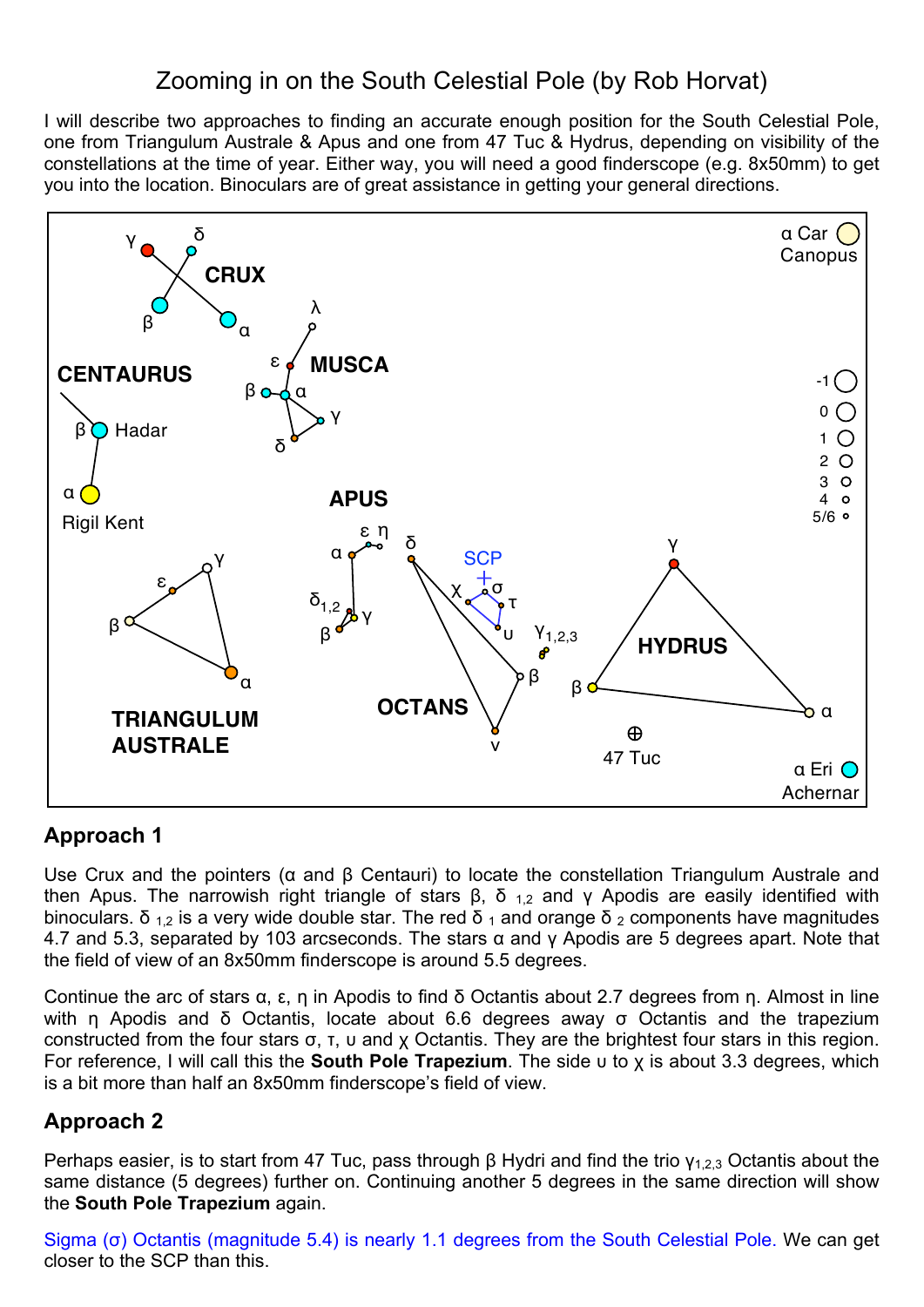# Zooming in on the South Celestial Pole (by Rob Horvat)

I will describe two approaches to finding an accurate enough position for the South Celestial Pole, one from Triangulum Australe & Apus and one from 47 Tuc & Hydrus, depending on visibility of the constellations at the time of year. Either way, you will need a good finderscope (e.g. 8x50mm) to get you into the location. Binoculars are of great assistance in getting your general directions.

## Approach 1

Use Crux and the pointers (α and β Centauri) to locate the constellation Triangulum Australe and then Apus. The narrowish right triangle of stars β, $\delta_{1,2}$ and γ Apodis are easily identified with binoculars. $\delta_{1,2}$ is a very wide double star. The red $\delta_1$ and orange $\delta_2$ components have magnitudes 4.7 and 5.3, separated by 103 arcseconds. The stars α and γ Apodis are 5 degrees apart. Note that the field of view of an 8x50mm finderscope is around 5.5 degrees.

Continue the arc of stars α, ε, η in Apodis to find δ Octantis about 2.7 degrees from η. Almost in line with η Apodis and δ Octantis, locate about 6.6 degrees away σ Octantis and the trapezium constructed from the four stars σ, τ, υ and χ Octantis. They are the brightest four stars in this region. For reference, I will call this the **South Pole Trapezium**. The side υ to χ is about 3.3 degrees, which is a bit more than half an 8x50mm finderscope's field of view.

## Approach 2

Perhaps easier, is to start from 47 Tuc, pass through β Hydri and find the trio $\gamma_{1,2,3}$ Octantis about the same distance (5 degrees) further on. Continuing another 5 degrees in the same direction will show the **South Pole Trapezium** again.

Sigma (σ) Octantis (magnitude 5.4) is nearly 1.1 degrees from the South Celestial Pole. We can get closer to the SCP than this.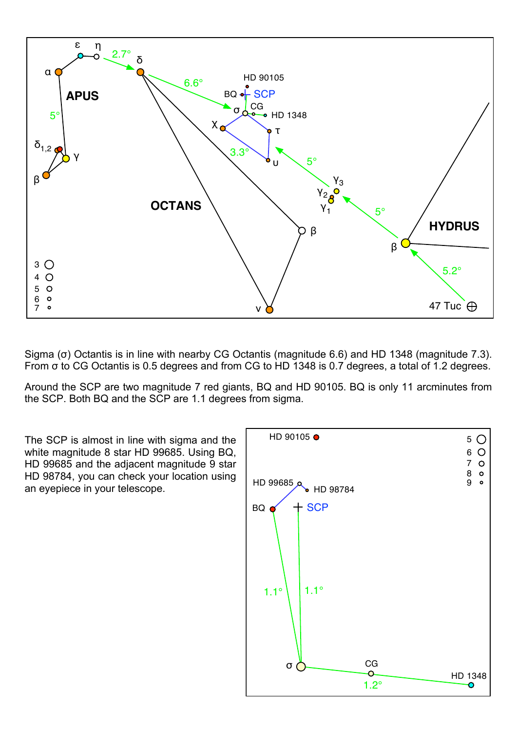ε η
2.7°
δ
α
APUS
6.6°
HD 90105
BQ SCP
CG
σ
HD 1348
5°
χ
τ
δ1,2
γ
3.3°
υ
5°
β
γ3
γ2
γ1
OCTANS
5°
β
HYDRUS
β
5.2°
3
4
5
6
7
ν
47 Tuc

Sigma (σ) Octantis is in line with nearby CG Octantis (magnitude 6.6) and HD 1348 (magnitude 7.3). From σ to CG Octantis is 0.5 degrees and from CG to HD 1348 is 0.7 degrees, a total of 1.2 degrees.

Around the SCP are two magnitude 7 red giants, BQ and HD 90105. BQ is only 11 arcminutes from the SCP. Both BQ and the SCP are 1.1 degrees from sigma.

The SCP is almost in line with sigma and the white magnitude 8 star HD 99685. Using BQ, HD 99685 and the adjacent magnitude 9 star HD 98784, you can check your location using an eyepiece in your telescope.

HD 90105
5
6
7
8
9
HD 99685
HD 98784
BQ
SCP
1.1°
1.1°
σ
CG
HD 1348
1.2°